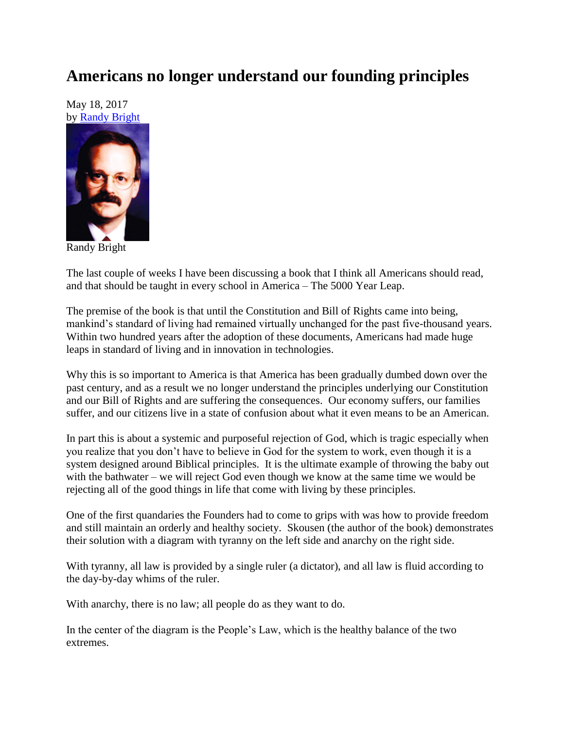# Americans no longer understand our founding principles

May 18, 2017
by Randy Bright

Randy Bright

The last couple of weeks I have been discussing a book that I think all Americans should read, and that should be taught in every school in America – The 5000 Year Leap.

The premise of the book is that until the Constitution and Bill of Rights came into being, mankind's standard of living had remained virtually unchanged for the past five-thousand years. Within two hundred years after the adoption of these documents, Americans had made huge leaps in standard of living and in innovation in technologies.

Why this is so important to America is that America has been gradually dumbed down over the past century, and as a result we no longer understand the principles underlying our Constitution and our Bill of Rights and are suffering the consequences. Our economy suffers, our families suffer, and our citizens live in a state of confusion about what it even means to be an American.

In part this is about a systemic and purposeful rejection of God, which is tragic especially when you realize that you don't have to believe in God for the system to work, even though it is a system designed around Biblical principles. It is the ultimate example of throwing the baby out with the bathwater – we will reject God even though we know at the same time we would be rejecting all of the good things in life that come with living by these principles.

One of the first quandaries the Founders had to come to grips with was how to provide freedom and still maintain an orderly and healthy society. Skousen (the author of the book) demonstrates their solution with a diagram with tyranny on the left side and anarchy on the right side.

With tyranny, all law is provided by a single ruler (a dictator), and all law is fluid according to the day-by-day whims of the ruler.

With anarchy, there is no law; all people do as they want to do.

In the center of the diagram is the People's Law, which is the healthy balance of the two extremes.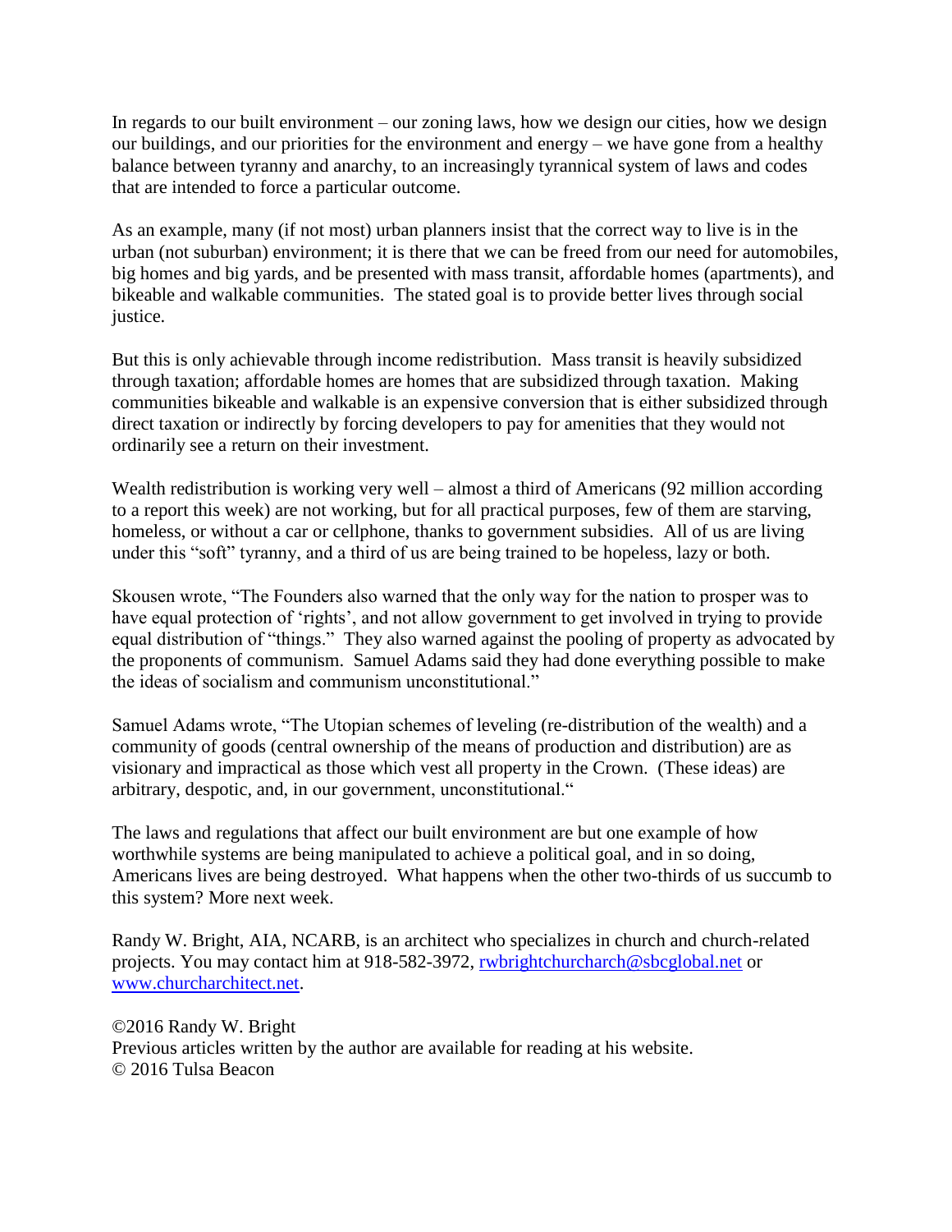In regards to our built environment – our zoning laws, how we design our cities, how we design our buildings, and our priorities for the environment and energy – we have gone from a healthy balance between tyranny and anarchy, to an increasingly tyrannical system of laws and codes that are intended to force a particular outcome.

As an example, many (if not most) urban planners insist that the correct way to live is in the urban (not suburban) environment; it is there that we can be freed from our need for automobiles, big homes and big yards, and be presented with mass transit, affordable homes (apartments), and bikeable and walkable communities. The stated goal is to provide better lives through social justice.

But this is only achievable through income redistribution. Mass transit is heavily subsidized through taxation; affordable homes are homes that are subsidized through taxation. Making communities bikeable and walkable is an expensive conversion that is either subsidized through direct taxation or indirectly by forcing developers to pay for amenities that they would not ordinarily see a return on their investment.

Wealth redistribution is working very well – almost a third of Americans (92 million according to a report this week) are not working, but for all practical purposes, few of them are starving, homeless, or without a car or cellphone, thanks to government subsidies. All of us are living under this "soft" tyranny, and a third of us are being trained to be hopeless, lazy or both.

Skousen wrote, "The Founders also warned that the only way for the nation to prosper was to have equal protection of 'rights', and not allow government to get involved in trying to provide equal distribution of "things." They also warned against the pooling of property as advocated by the proponents of communism. Samuel Adams said they had done everything possible to make the ideas of socialism and communism unconstitutional."

Samuel Adams wrote, "The Utopian schemes of leveling (re-distribution of the wealth) and a community of goods (central ownership of the means of production and distribution) are as visionary and impractical as those which vest all property in the Crown. (These ideas) are arbitrary, despotic, and, in our government, unconstitutional."

The laws and regulations that affect our built environment are but one example of how worthwhile systems are being manipulated to achieve a political goal, and in so doing, Americans lives are being destroyed. What happens when the other two-thirds of us succumb to this system? More next week.

Randy W. Bright, AIA, NCARB, is an architect who specializes in church and church-related projects. You may contact him at 918-582-3972, rwbrightchurcharch@sbcglobal.net or www.churcharchitect.net.

©2016 Randy W. Bright
Previous articles written by the author are available for reading at his website.
© 2016 Tulsa Beacon